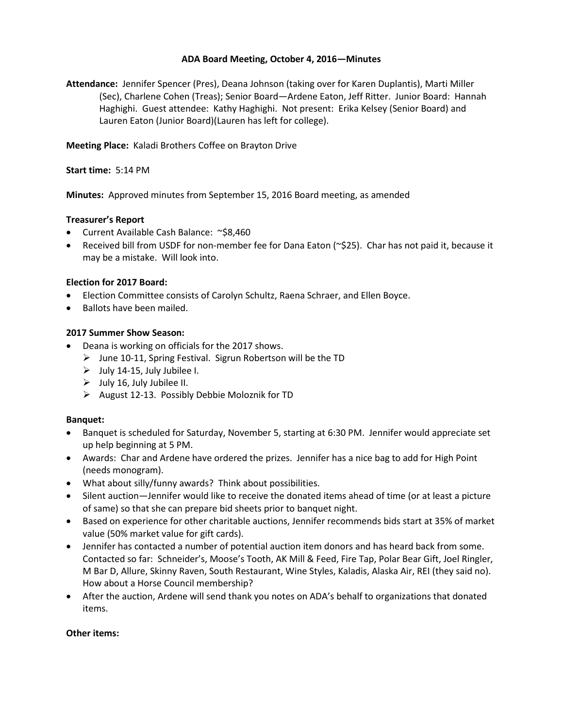# ADA Board Meeting, October 4, 2016—Minutes

**Attendance:** Jennifer Spencer (Pres), Deana Johnson (taking over for Karen Duplantis), Marti Miller (Sec), Charlene Cohen (Treas); Senior Board—Ardene Eaton, Jeff Ritter. Junior Board: Hannah Haghighi. Guest attendee: Kathy Haghighi. Not present: Erika Kelsey (Senior Board) and Lauren Eaton (Junior Board)(Lauren has left for college).

**Meeting Place:** Kaladi Brothers Coffee on Brayton Drive

**Start time:** 5:14 PM

**Minutes:** Approved minutes from September 15, 2016 Board meeting, as amended

**Treasurer's Report**

- Current Available Cash Balance: ~$8,460
- Received bill from USDF for non-member fee for Dana Eaton (~$25). Char has not paid it, because it may be a mistake. Will look into.

**Election for 2017 Board:**

- Election Committee consists of Carolyn Schultz, Raena Schraer, and Ellen Boyce.
- Ballots have been mailed.

**2017 Summer Show Season:**

- Deana is working on officials for the 2017 shows.
  - June 10-11, Spring Festival. Sigrun Robertson will be the TD
  - July 14-15, July Jubilee I.
  - July 16, July Jubilee II.
  - August 12-13. Possibly Debbie Moloznik for TD

**Banquet:**

- Banquet is scheduled for Saturday, November 5, starting at 6:30 PM. Jennifer would appreciate set up help beginning at 5 PM.
- Awards: Char and Ardene have ordered the prizes. Jennifer has a nice bag to add for High Point (needs monogram).
- What about silly/funny awards? Think about possibilities.
- Silent auction—Jennifer would like to receive the donated items ahead of time (or at least a picture of same) so that she can prepare bid sheets prior to banquet night.
- Based on experience for other charitable auctions, Jennifer recommends bids start at 35% of market value (50% market value for gift cards).
- Jennifer has contacted a number of potential auction item donors and has heard back from some. Contacted so far: Schneider's, Moose's Tooth, AK Mill & Feed, Fire Tap, Polar Bear Gift, Joel Ringler, M Bar D, Allure, Skinny Raven, South Restaurant, Wine Styles, Kaladis, Alaska Air, REI (they said no). How about a Horse Council membership?
- After the auction, Ardene will send thank you notes on ADA's behalf to organizations that donated items.

**Other items:**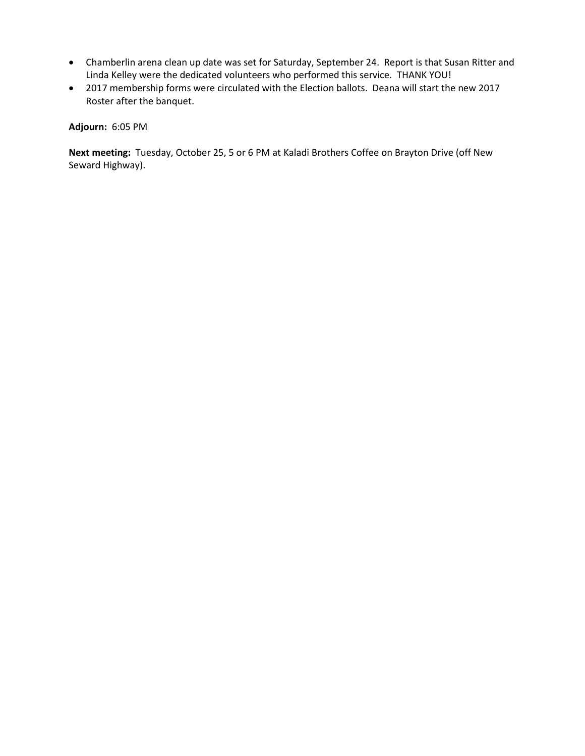- Chamberlin arena clean up date was set for Saturday, September 24. Report is that Susan Ritter and Linda Kelley were the dedicated volunteers who performed this service. THANK YOU!
- 2017 membership forms were circulated with the Election ballots. Deana will start the new 2017 Roster after the banquet.

**Adjourn:** 6:05 PM

**Next meeting:** Tuesday, October 25, 5 or 6 PM at Kaladi Brothers Coffee on Brayton Drive (off New Seward Highway).